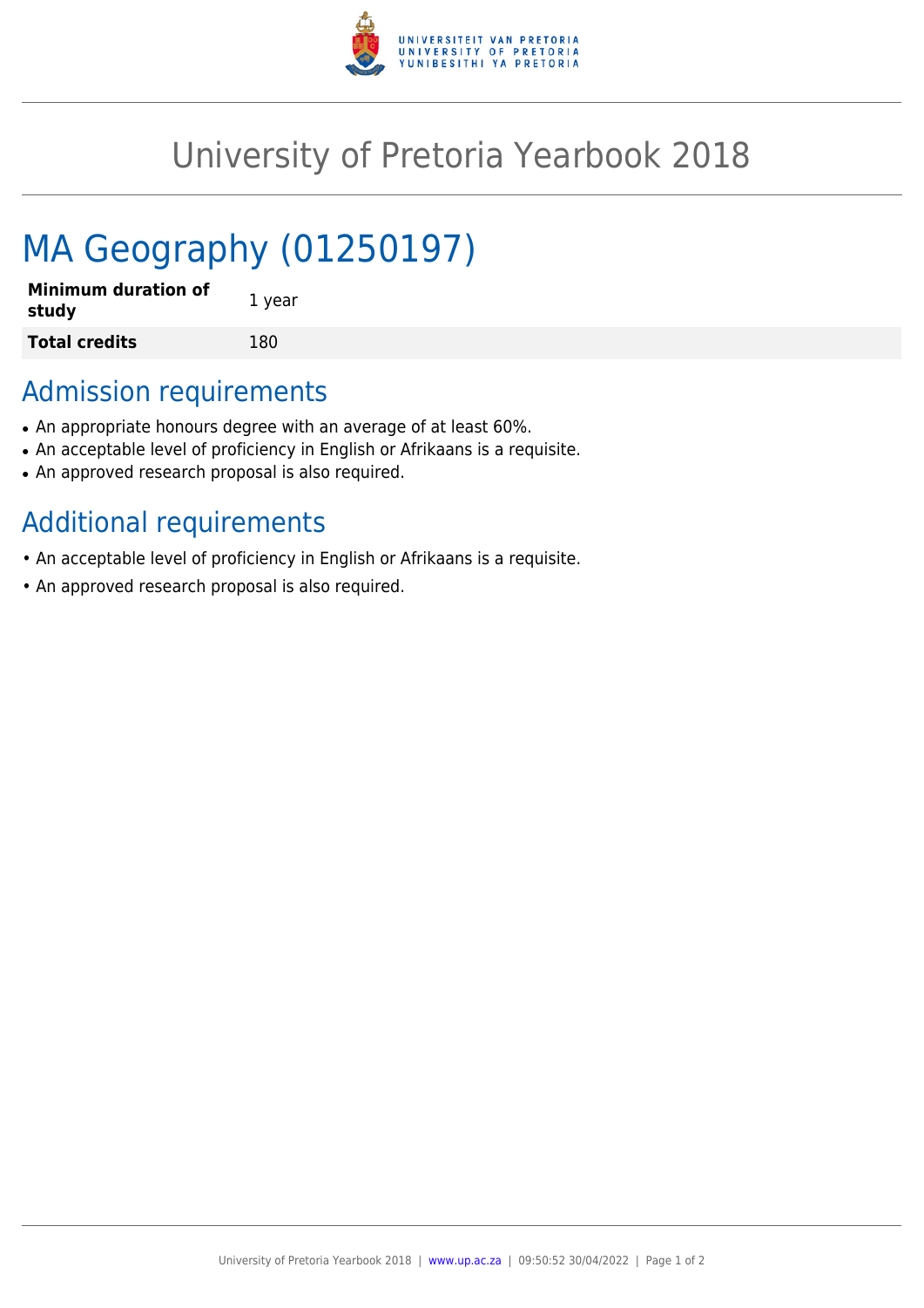# University of Pretoria Yearbook 2018

# MA Geography (01250197)

| **Minimum duration of study** | 1 year |
| --- | --- |
| **Total credits** | 180 |

## Admission requirements

- An appropriate honours degree with an average of at least 60%.
- An acceptable level of proficiency in English or Afrikaans is a requisite.
- An approved research proposal is also required.

## Additional requirements

- An acceptable level of proficiency in English or Afrikaans is a requisite.
- An approved research proposal is also required.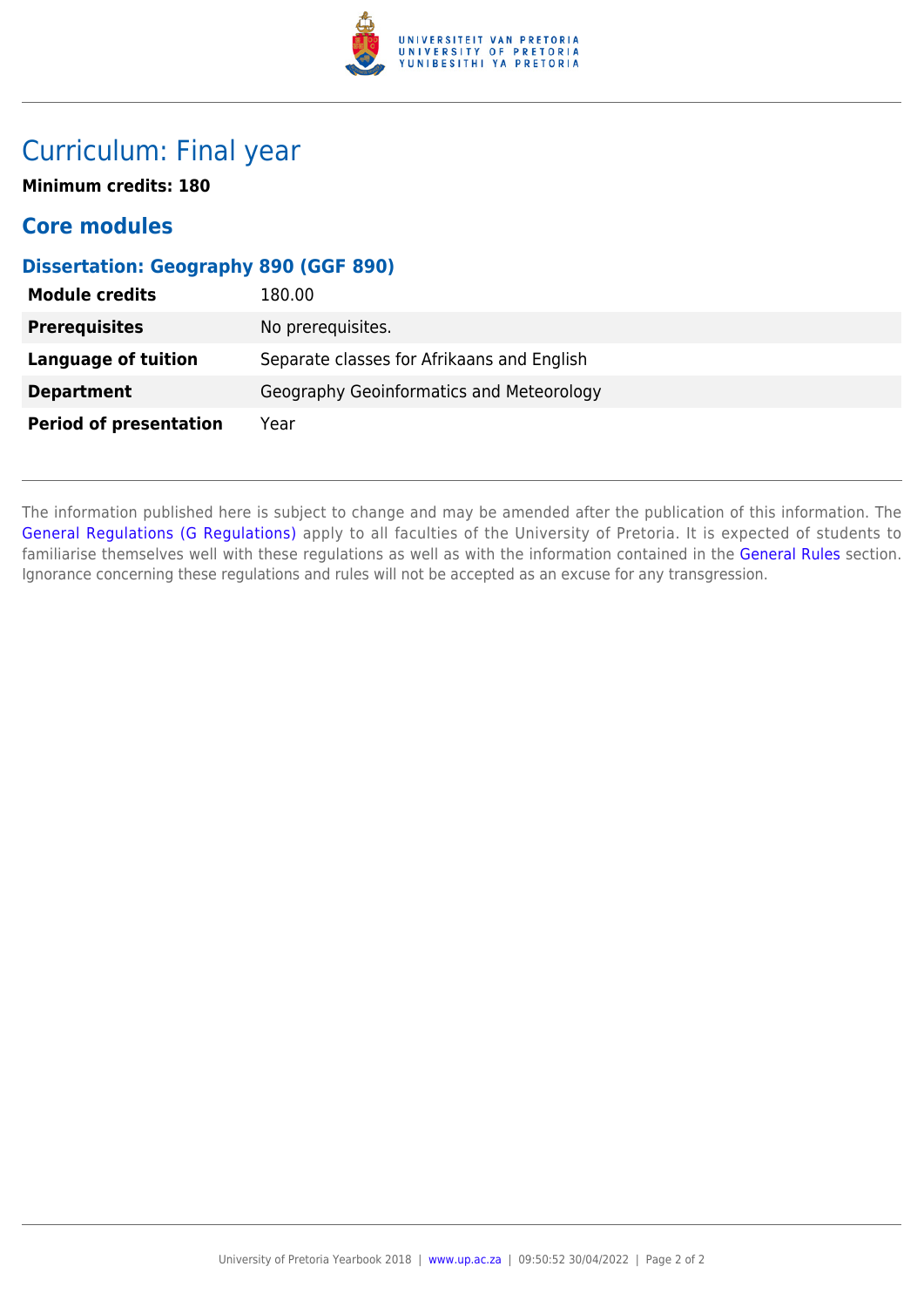# Curriculum: Final year

**Minimum credits: 180**

## Core modules

### Dissertation: Geography 890 (GGF 890)

| | |
|---|---|
| **Module credits** | 180.00 |
| **Prerequisites** | No prerequisites. |
| **Language of tuition** | Separate classes for Afrikaans and English |
| **Department** | Geography Geoinformatics and Meteorology |
| **Period of presentation** | Year |

The information published here is subject to change and may be amended after the publication of this information. The General Regulations (G Regulations) apply to all faculties of the University of Pretoria. It is expected of students to familiarise themselves well with these regulations as well as with the information contained in the General Rules section. Ignorance concerning these regulations and rules will not be accepted as an excuse for any transgression.